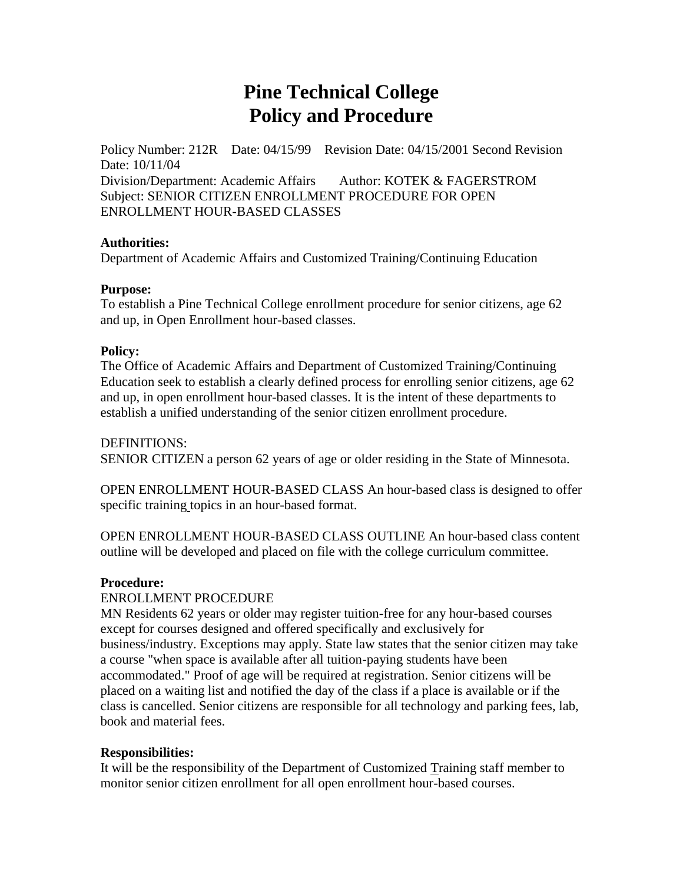# Pine Technical College
# Policy and Procedure

Policy Number: 212R Date: 04/15/99 Revision Date: 04/15/2001 Second Revision Date: 10/11/04
Division/Department: Academic Affairs Author: KOTEK & FAGERSTROM
Subject: SENIOR CITIZEN ENROLLMENT PROCEDURE FOR OPEN ENROLLMENT HOUR-BASED CLASSES

**Authorities:**
Department of Academic Affairs and Customized Training/Continuing Education

**Purpose:**
To establish a Pine Technical College enrollment procedure for senior citizens, age 62 and up, in Open Enrollment hour-based classes.

**Policy:**
The Office of Academic Affairs and Department of Customized Training/Continuing Education seek to establish a clearly defined process for enrolling senior citizens, age 62 and up, in open enrollment hour-based classes. It is the intent of these departments to establish a unified understanding of the senior citizen enrollment procedure.

DEFINITIONS:
SENIOR CITIZEN a person 62 years of age or older residing in the State of Minnesota.

OPEN ENROLLMENT HOUR-BASED CLASS An hour-based class is designed to offer specific training topics in an hour-based format.

OPEN ENROLLMENT HOUR-BASED CLASS OUTLINE An hour-based class content outline will be developed and placed on file with the college curriculum committee.

**Procedure:**
ENROLLMENT PROCEDURE
MN Residents 62 years or older may register tuition-free for any hour-based courses except for courses designed and offered specifically and exclusively for business/industry. Exceptions may apply. State law states that the senior citizen may take a course "when space is available after all tuition-paying students have been accommodated." Proof of age will be required at registration. Senior citizens will be placed on a waiting list and notified the day of the class if a place is available or if the class is cancelled. Senior citizens are responsible for all technology and parking fees, lab, book and material fees.

**Responsibilities:**
It will be the responsibility of the Department of Customized Training staff member to monitor senior citizen enrollment for all open enrollment hour-based courses.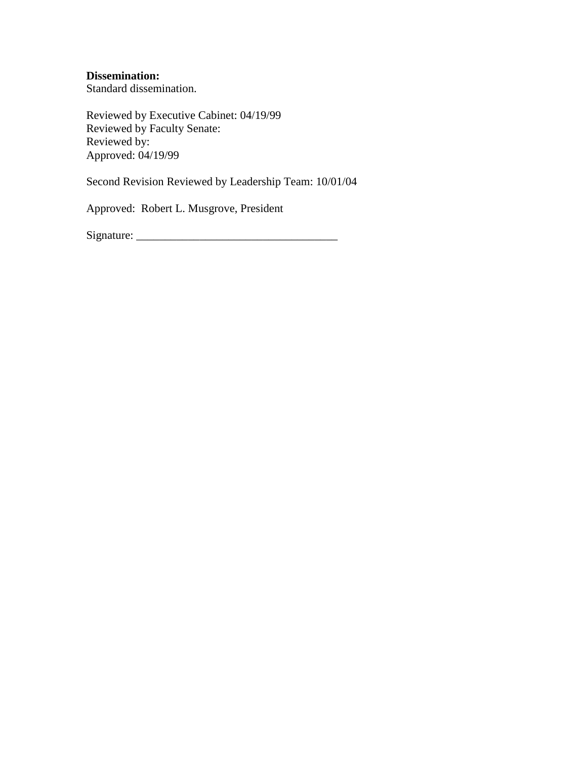**Dissemination:**
Standard dissemination.

Reviewed by Executive Cabinet: 04/19/99
Reviewed by Faculty Senate:
Reviewed by:
Approved: 04/19/99

Second Revision Reviewed by Leadership Team: 10/01/04

Approved: Robert L. Musgrove, President

Signature: ___________________________________